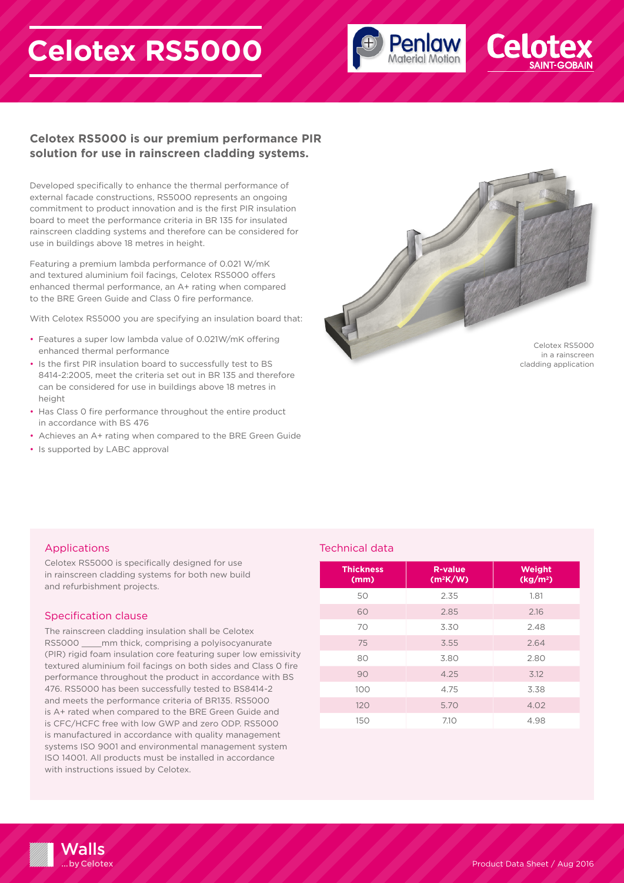# Celotex RS5000

**Celotex RS5000 is our premium performance PIR solution for use in rainscreen cladding systems.**

Developed specifically to enhance the thermal performance of external facade constructions, RS5000 represents an ongoing commitment to product innovation and is the first PIR insulation board to meet the performance criteria in BR 135 for insulated rainscreen cladding systems and therefore can be considered for use in buildings above 18 metres in height.

Featuring a premium lambda performance of 0.021 W/mK and textured aluminium foil facings, Celotex RS5000 offers enhanced thermal performance, an A+ rating when compared to the BRE Green Guide and Class 0 fire performance.

With Celotex RS5000 you are specifying an insulation board that:

- Features a super low lambda value of 0.021W/mK offering enhanced thermal performance
- Is the first PIR insulation board to successfully test to BS 8414-2:2005, meet the criteria set out in BR 135 and therefore can be considered for use in buildings above 18 metres in height
- Has Class 0 fire performance throughout the entire product in accordance with BS 476
- Achieves an A+ rating when compared to the BRE Green Guide
- Is supported by LABC approval

Celotex RS5000 in a rainscreen cladding application

## Applications

Celotex RS5000 is specifically designed for use in rainscreen cladding systems for both new build and refurbishment projects.

## Specification clause

The rainscreen cladding insulation shall be Celotex RS5000 ____mm thick, comprising a polyisocyanurate (PIR) rigid foam insulation core featuring super low emissivity textured aluminium foil facings on both sides and Class 0 fire performance throughout the product in accordance with BS 476. RS5000 has been successfully tested to BS8414-2 and meets the performance criteria of BR135. RS5000 is A+ rated when compared to the BRE Green Guide and is CFC/HCFC free with low GWP and zero ODP. RS5000 is manufactured in accordance with quality management systems ISO 9001 and environmental management system ISO 14001. All products must be installed in accordance with instructions issued by Celotex.

## Technical data

| Thickness (mm) | R-value ($m^2K/W$) | Weight ($kg/m^2$) |
|---|---|---|
| 50 | 2.35 | 1.81 |
| 60 | 2.85 | 2.16 |
| 70 | 3.30 | 2.48 |
| 75 | 3.55 | 2.64 |
| 80 | 3.80 | 2.80 |
| 90 | 4.25 | 3.12 |
| 100 | 4.75 | 3.38 |
| 120 | 5.70 | 4.02 |
| 150 | 7.10 | 4.98 |

Walls ...by Celotex

Product Data Sheet / Aug 2016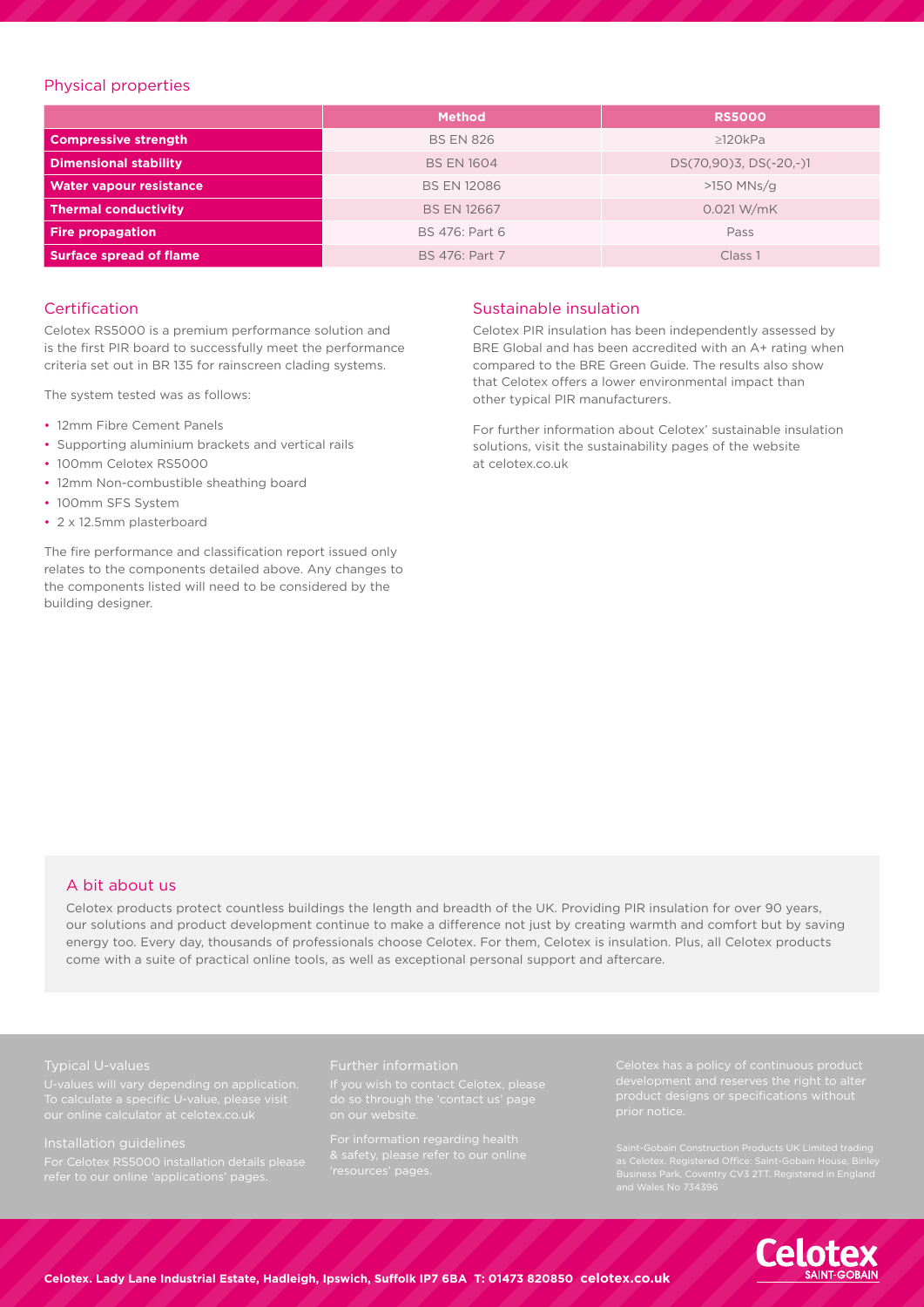## Physical properties

| | Method | RS5000 |
|---|---|---|
| **Compressive strength** | BS EN 826 | ≥120kPa |
| **Dimensional stability** | BS EN 1604 | DS(70,90)3, DS(-20,-)1 |
| **Water vapour resistance** | BS EN 12086 | >150 MNs/g |
| **Thermal conductivity** | BS EN 12667 | 0.021 W/mK |
| **Fire propagation** | BS 476: Part 6 | Pass |
| **Surface spread of flame** | BS 476: Part 7 | Class 1 |

## Certification

Celotex RS5000 is a premium performance solution and is the first PIR board to successfully meet the performance criteria set out in BR 135 for rainscreen cladding systems.

The system tested was as follows:

- 12mm Fibre Cement Panels
- Supporting aluminium brackets and vertical rails
- 100mm Celotex RS5000
- 12mm Non-combustible sheathing board
- 100mm SFS System
- 2 x 12.5mm plasterboard

The fire performance and classification report issued only relates to the components detailed above. Any changes to the components listed will need to be considered by the building designer.

## Sustainable insulation

Celotex PIR insulation has been independently assessed by BRE Global and has been accredited with an A+ rating when compared to the BRE Green Guide. The results also show that Celotex offers a lower environmental impact than other typical PIR manufacturers.

For further information about Celotex' sustainable insulation solutions, visit the sustainability pages of the website at celotex.co.uk

## A bit about us

Celotex products protect countless buildings the length and breadth of the UK. Providing PIR insulation for over 90 years, our solutions and product development continue to make a difference not just by creating warmth and comfort but by saving energy too. Every day, thousands of professionals choose Celotex. For them, Celotex is insulation. Plus, all Celotex products come with a suite of practical online tools, as well as exceptional personal support and aftercare.

### Typical U-values

U-values will vary depending on application. To calculate a specific U-value, please visit our online calculator at celotex.co.uk

### Installation guidelines

For Celotex RS5000 installation details please refer to our online 'applications' pages.

### Further information

If you wish to contact Celotex, please do so through the 'contact us' page on our website.

For information regarding health & safety, please refer to our online 'resources' pages.

Celotex has a policy of continuous product development and reserves the right to alter product designs or specifications without prior notice.

Saint-Gobain Construction Products UK Limited trading as Celotex. Registered Office: Saint-Gobain House, Binley Business Park, Coventry CV3 2TT. Registered in England and Wales No 734396

**Celotex. Lady Lane Industrial Estate, Hadleigh, Ipswich, Suffolk IP7 6BA T: 01473 820850 celotex.co.uk**

Celotex SAINT-GOBAIN